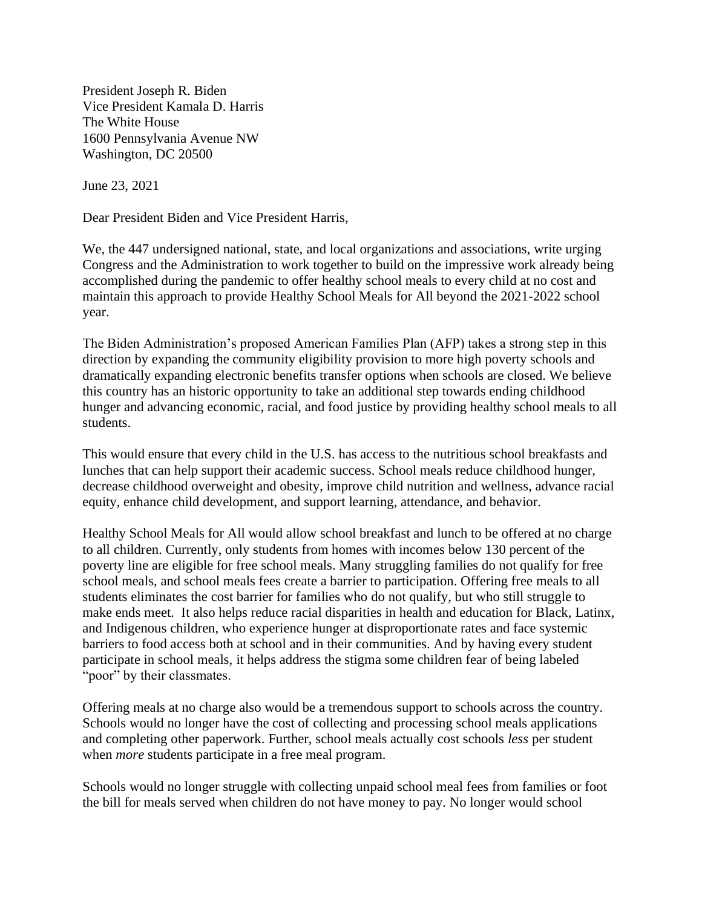President Joseph R. Biden
Vice President Kamala D. Harris
The White House
1600 Pennsylvania Avenue NW
Washington, DC 20500

June 23, 2021

Dear President Biden and Vice President Harris,

We, the 447 undersigned national, state, and local organizations and associations, write urging Congress and the Administration to work together to build on the impressive work already being accomplished during the pandemic to offer healthy school meals to every child at no cost and maintain this approach to provide Healthy School Meals for All beyond the 2021-2022 school year.

The Biden Administration's proposed American Families Plan (AFP) takes a strong step in this direction by expanding the community eligibility provision to more high poverty schools and dramatically expanding electronic benefits transfer options when schools are closed. We believe this country has an historic opportunity to take an additional step towards ending childhood hunger and advancing economic, racial, and food justice by providing healthy school meals to all students.

This would ensure that every child in the U.S. has access to the nutritious school breakfasts and lunches that can help support their academic success. School meals reduce childhood hunger, decrease childhood overweight and obesity, improve child nutrition and wellness, advance racial equity, enhance child development, and support learning, attendance, and behavior.

Healthy School Meals for All would allow school breakfast and lunch to be offered at no charge to all children. Currently, only students from homes with incomes below 130 percent of the poverty line are eligible for free school meals. Many struggling families do not qualify for free school meals, and school meals fees create a barrier to participation. Offering free meals to all students eliminates the cost barrier for families who do not qualify, but who still struggle to make ends meet. It also helps reduce racial disparities in health and education for Black, Latinx, and Indigenous children, who experience hunger at disproportionate rates and face systemic barriers to food access both at school and in their communities. And by having every student participate in school meals, it helps address the stigma some children fear of being labeled "poor" by their classmates.

Offering meals at no charge also would be a tremendous support to schools across the country. Schools would no longer have the cost of collecting and processing school meals applications and completing other paperwork. Further, school meals actually cost schools *less* per student when *more* students participate in a free meal program.

Schools would no longer struggle with collecting unpaid school meal fees from families or foot the bill for meals served when children do not have money to pay. No longer would school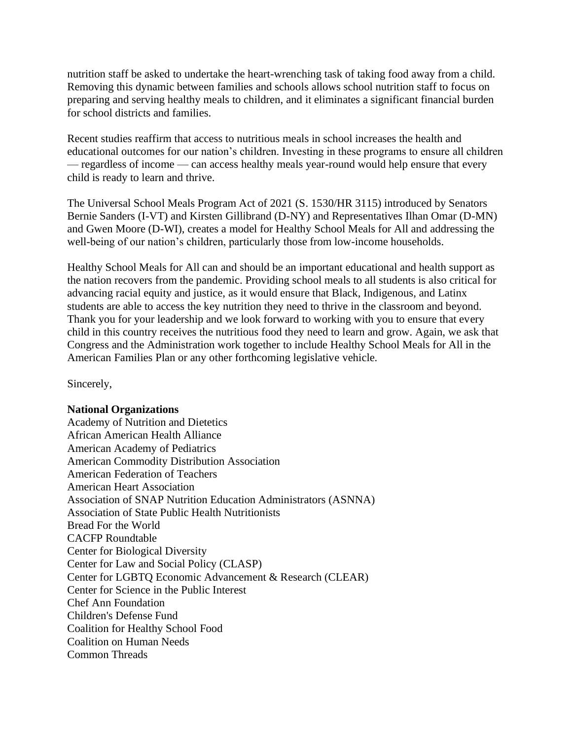nutrition staff be asked to undertake the heart-wrenching task of taking food away from a child. Removing this dynamic between families and schools allows school nutrition staff to focus on preparing and serving healthy meals to children, and it eliminates a significant financial burden for school districts and families.

Recent studies reaffirm that access to nutritious meals in school increases the health and educational outcomes for our nation's children. Investing in these programs to ensure all children — regardless of income — can access healthy meals year-round would help ensure that every child is ready to learn and thrive.

The Universal School Meals Program Act of 2021 (S. 1530/HR 3115) introduced by Senators Bernie Sanders (I-VT) and Kirsten Gillibrand (D-NY) and Representatives Ilhan Omar (D-MN) and Gwen Moore (D-WI), creates a model for Healthy School Meals for All and addressing the well-being of our nation's children, particularly those from low-income households.

Healthy School Meals for All can and should be an important educational and health support as the nation recovers from the pandemic. Providing school meals to all students is also critical for advancing racial equity and justice, as it would ensure that Black, Indigenous, and Latinx students are able to access the key nutrition they need to thrive in the classroom and beyond. Thank you for your leadership and we look forward to working with you to ensure that every child in this country receives the nutritious food they need to learn and grow. Again, we ask that Congress and the Administration work together to include Healthy School Meals for All in the American Families Plan or any other forthcoming legislative vehicle.

Sincerely,

**National Organizations**

Academy of Nutrition and Dietetics
African American Health Alliance
American Academy of Pediatrics
American Commodity Distribution Association
American Federation of Teachers
American Heart Association
Association of SNAP Nutrition Education Administrators (ASNNA)
Association of State Public Health Nutritionists
Bread For the World
CACFP Roundtable
Center for Biological Diversity
Center for Law and Social Policy (CLASP)
Center for LGBTQ Economic Advancement & Research (CLEAR)
Center for Science in the Public Interest
Chef Ann Foundation
Children's Defense Fund
Coalition for Healthy School Food
Coalition on Human Needs
Common Threads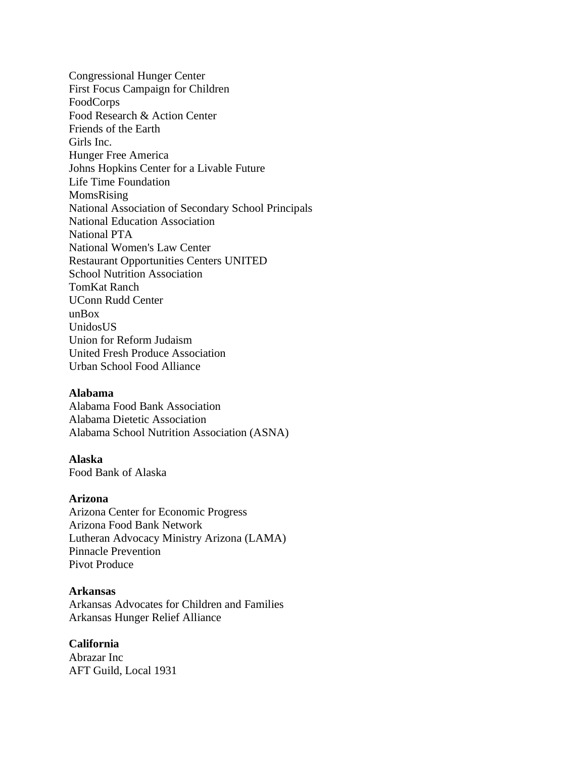Congressional Hunger Center
First Focus Campaign for Children
FoodCorps
Food Research & Action Center
Friends of the Earth
Girls Inc.
Hunger Free America
Johns Hopkins Center for a Livable Future
Life Time Foundation
MomsRising
National Association of Secondary School Principals
National Education Association
National PTA
National Women's Law Center
Restaurant Opportunities Centers UNITED
School Nutrition Association
TomKat Ranch
UConn Rudd Center
unBox
UnidosUS
Union for Reform Judaism
United Fresh Produce Association
Urban School Food Alliance

**Alabama**
Alabama Food Bank Association
Alabama Dietetic Association
Alabama School Nutrition Association (ASNA)

**Alaska**
Food Bank of Alaska

**Arizona**
Arizona Center for Economic Progress
Arizona Food Bank Network
Lutheran Advocacy Ministry Arizona (LAMA)
Pinnacle Prevention
Pivot Produce

**Arkansas**
Arkansas Advocates for Children and Families
Arkansas Hunger Relief Alliance

**California**
Abrazar Inc
AFT Guild, Local 1931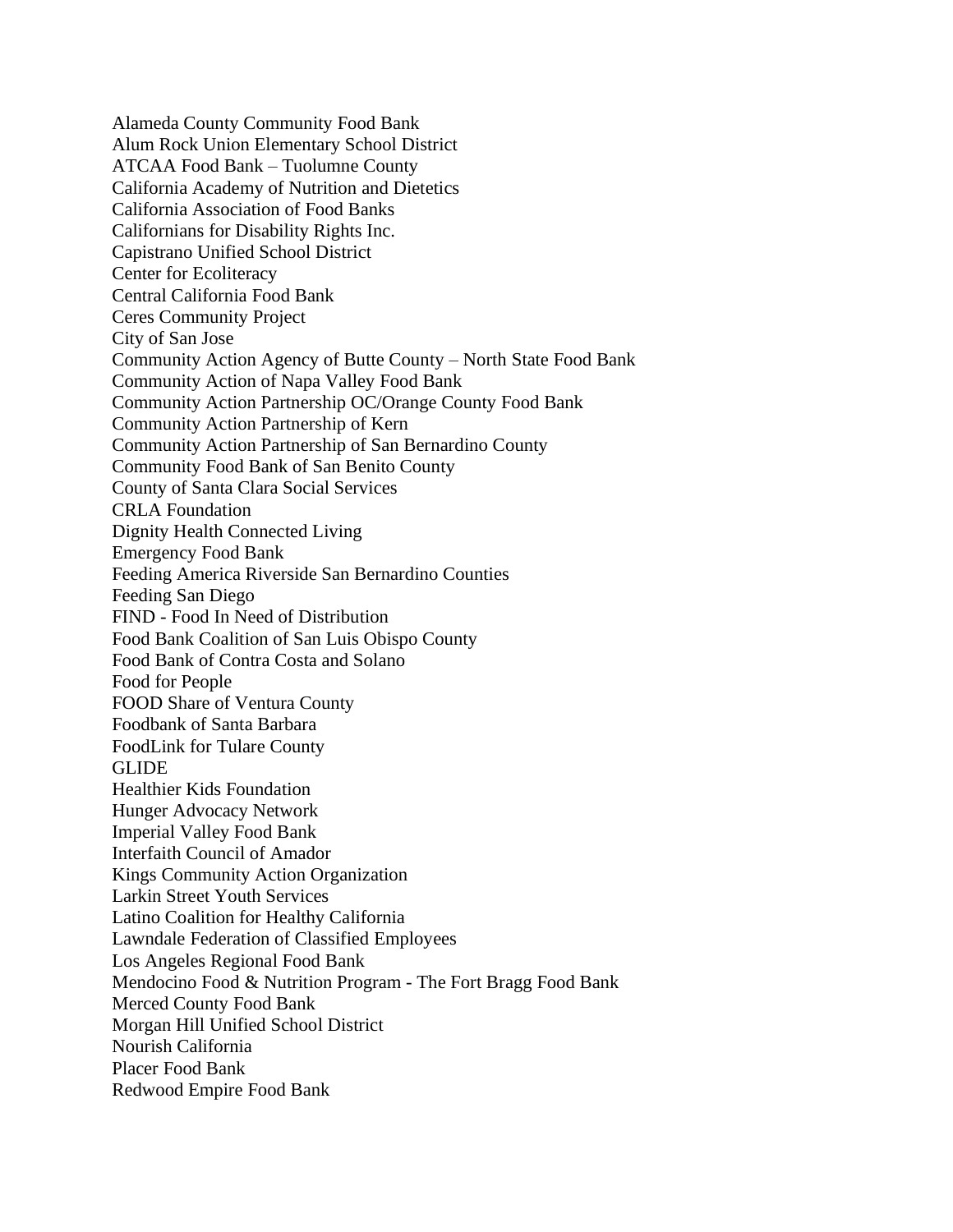Alameda County Community Food Bank
Alum Rock Union Elementary School District
ATCAA Food Bank – Tuolumne County
California Academy of Nutrition and Dietetics
California Association of Food Banks
Californians for Disability Rights Inc.
Capistrano Unified School District
Center for Ecoliteracy
Central California Food Bank
Ceres Community Project
City of San Jose
Community Action Agency of Butte County – North State Food Bank
Community Action of Napa Valley Food Bank
Community Action Partnership OC/Orange County Food Bank
Community Action Partnership of Kern
Community Action Partnership of San Bernardino County
Community Food Bank of San Benito County
County of Santa Clara Social Services
CRLA Foundation
Dignity Health Connected Living
Emergency Food Bank
Feeding America Riverside San Bernardino Counties
Feeding San Diego
FIND - Food In Need of Distribution
Food Bank Coalition of San Luis Obispo County
Food Bank of Contra Costa and Solano
Food for People
FOOD Share of Ventura County
Foodbank of Santa Barbara
FoodLink for Tulare County
GLIDE
Healthier Kids Foundation
Hunger Advocacy Network
Imperial Valley Food Bank
Interfaith Council of Amador
Kings Community Action Organization
Larkin Street Youth Services
Latino Coalition for Healthy California
Lawndale Federation of Classified Employees
Los Angeles Regional Food Bank
Mendocino Food & Nutrition Program - The Fort Bragg Food Bank
Merced County Food Bank
Morgan Hill Unified School District
Nourish California
Placer Food Bank
Redwood Empire Food Bank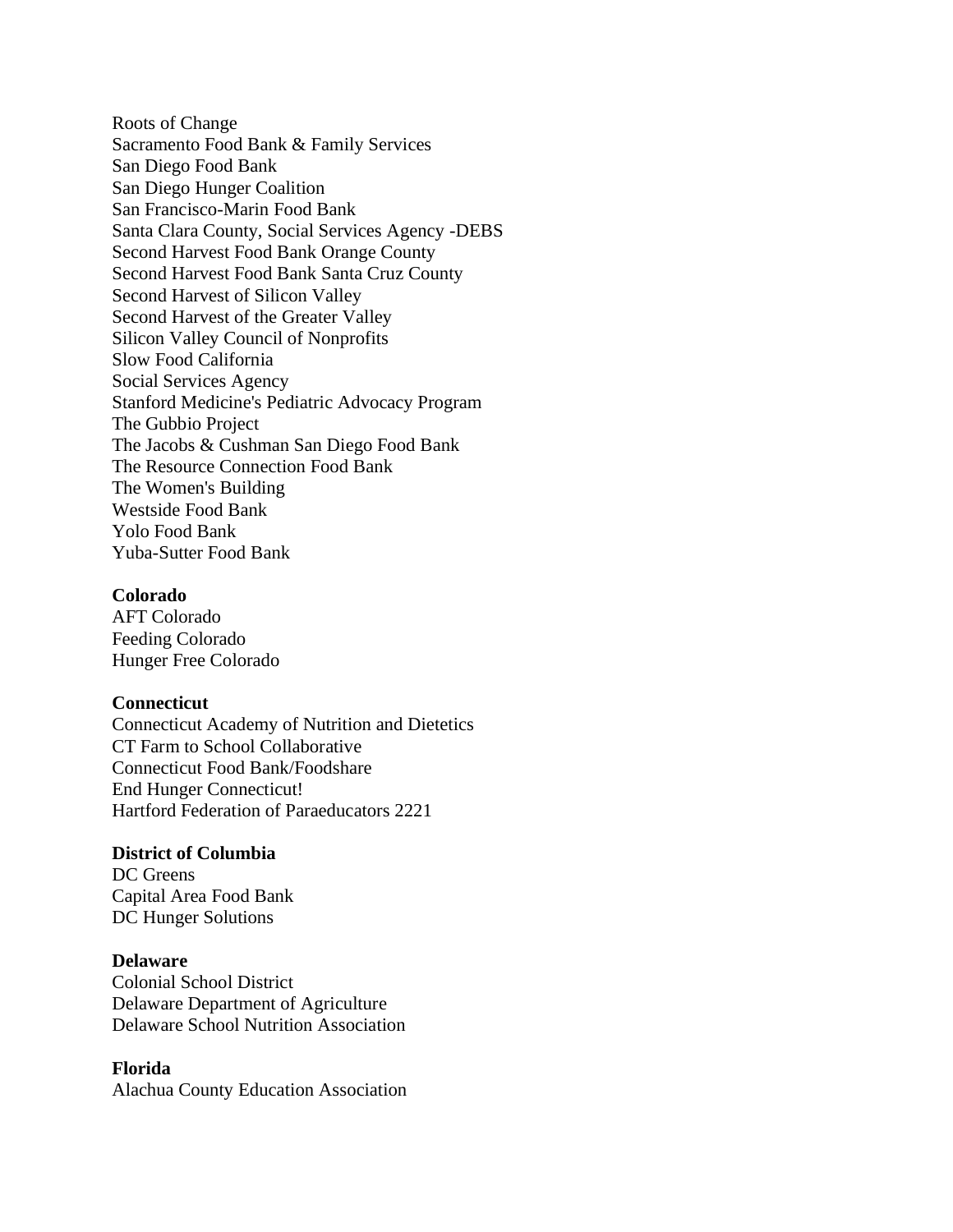Roots of Change
Sacramento Food Bank & Family Services
San Diego Food Bank
San Diego Hunger Coalition
San Francisco-Marin Food Bank
Santa Clara County, Social Services Agency -DEBS
Second Harvest Food Bank Orange County
Second Harvest Food Bank Santa Cruz County
Second Harvest of Silicon Valley
Second Harvest of the Greater Valley
Silicon Valley Council of Nonprofits
Slow Food California
Social Services Agency
Stanford Medicine's Pediatric Advocacy Program
The Gubbio Project
The Jacobs & Cushman San Diego Food Bank
The Resource Connection Food Bank
The Women's Building
Westside Food Bank
Yolo Food Bank
Yuba-Sutter Food Bank

**Colorado**
AFT Colorado
Feeding Colorado
Hunger Free Colorado

**Connecticut**
Connecticut Academy of Nutrition and Dietetics
CT Farm to School Collaborative
Connecticut Food Bank/Foodshare
End Hunger Connecticut!
Hartford Federation of Paraeducators 2221

**District of Columbia**
DC Greens
Capital Area Food Bank
DC Hunger Solutions

**Delaware**
Colonial School District
Delaware Department of Agriculture
Delaware School Nutrition Association

**Florida**
Alachua County Education Association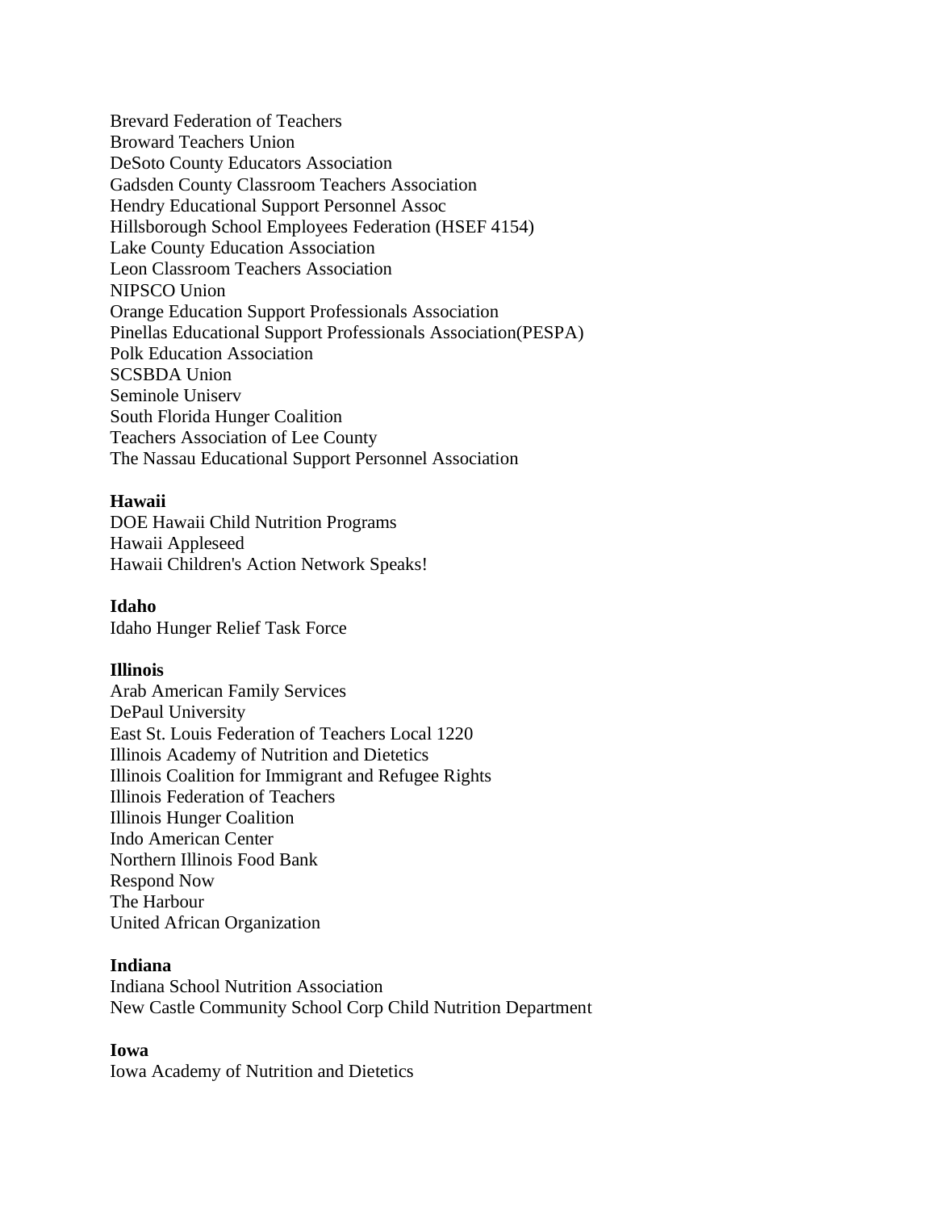Brevard Federation of Teachers
Broward Teachers Union
DeSoto County Educators Association
Gadsden County Classroom Teachers Association
Hendry Educational Support Personnel Assoc
Hillsborough School Employees Federation (HSEF 4154)
Lake County Education Association
Leon Classroom Teachers Association
NIPSCO Union
Orange Education Support Professionals Association
Pinellas Educational Support Professionals Association(PESPA)
Polk Education Association
SCSBDA Union
Seminole Uniserv
South Florida Hunger Coalition
Teachers Association of Lee County
The Nassau Educational Support Personnel Association

**Hawaii**
DOE Hawaii Child Nutrition Programs
Hawaii Appleseed
Hawaii Children's Action Network Speaks!

**Idaho**
Idaho Hunger Relief Task Force

**Illinois**
Arab American Family Services
DePaul University
East St. Louis Federation of Teachers Local 1220
Illinois Academy of Nutrition and Dietetics
Illinois Coalition for Immigrant and Refugee Rights
Illinois Federation of Teachers
Illinois Hunger Coalition
Indo American Center
Northern Illinois Food Bank
Respond Now
The Harbour
United African Organization

**Indiana**
Indiana School Nutrition Association
New Castle Community School Corp Child Nutrition Department

**Iowa**
Iowa Academy of Nutrition and Dietetics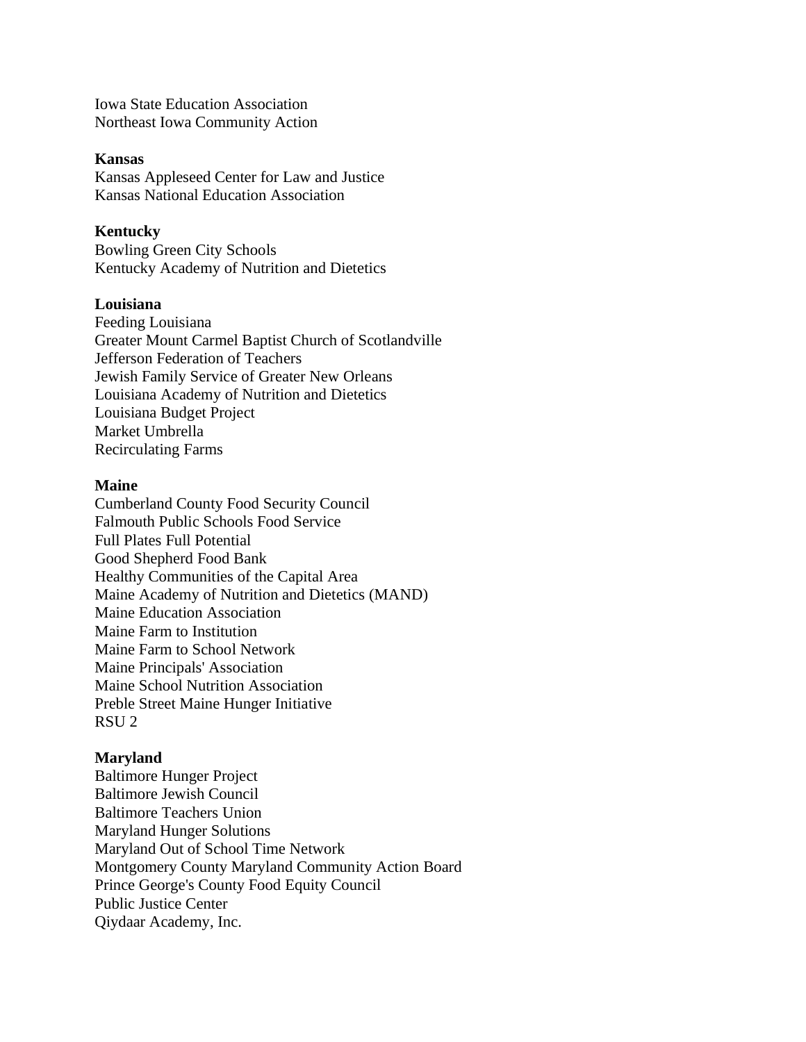Iowa State Education Association
Northeast Iowa Community Action

**Kansas**
Kansas Appleseed Center for Law and Justice
Kansas National Education Association

**Kentucky**
Bowling Green City Schools
Kentucky Academy of Nutrition and Dietetics

**Louisiana**
Feeding Louisiana
Greater Mount Carmel Baptist Church of Scotlandville
Jefferson Federation of Teachers
Jewish Family Service of Greater New Orleans
Louisiana Academy of Nutrition and Dietetics
Louisiana Budget Project
Market Umbrella
Recirculating Farms

**Maine**
Cumberland County Food Security Council
Falmouth Public Schools Food Service
Full Plates Full Potential
Good Shepherd Food Bank
Healthy Communities of the Capital Area
Maine Academy of Nutrition and Dietetics (MAND)
Maine Education Association
Maine Farm to Institution
Maine Farm to School Network
Maine Principals' Association
Maine School Nutrition Association
Preble Street Maine Hunger Initiative
RSU 2

**Maryland**
Baltimore Hunger Project
Baltimore Jewish Council
Baltimore Teachers Union
Maryland Hunger Solutions
Maryland Out of School Time Network
Montgomery County Maryland Community Action Board
Prince George's County Food Equity Council
Public Justice Center
Qiydaar Academy, Inc.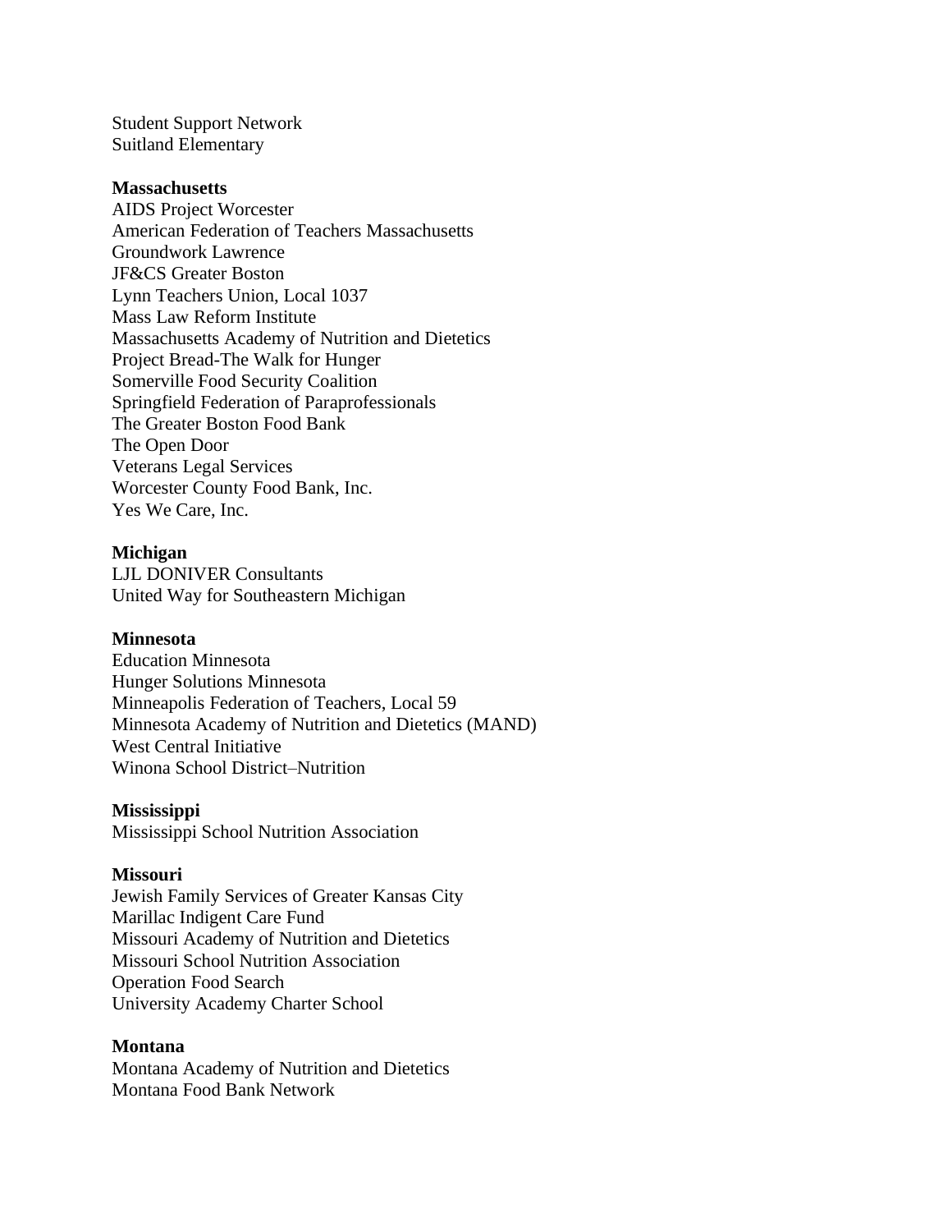Student Support Network
Suitland Elementary

**Massachusetts**
AIDS Project Worcester
American Federation of Teachers Massachusetts
Groundwork Lawrence
JF&CS Greater Boston
Lynn Teachers Union, Local 1037
Mass Law Reform Institute
Massachusetts Academy of Nutrition and Dietetics
Project Bread-The Walk for Hunger
Somerville Food Security Coalition
Springfield Federation of Paraprofessionals
The Greater Boston Food Bank
The Open Door
Veterans Legal Services
Worcester County Food Bank, Inc.
Yes We Care, Inc.

**Michigan**
LJL DONIVER Consultants
United Way for Southeastern Michigan

**Minnesota**
Education Minnesota
Hunger Solutions Minnesota
Minneapolis Federation of Teachers, Local 59
Minnesota Academy of Nutrition and Dietetics (MAND)
West Central Initiative
Winona School District–Nutrition

**Mississippi**
Mississippi School Nutrition Association

**Missouri**
Jewish Family Services of Greater Kansas City
Marillac Indigent Care Fund
Missouri Academy of Nutrition and Dietetics
Missouri School Nutrition Association
Operation Food Search
University Academy Charter School

**Montana**
Montana Academy of Nutrition and Dietetics
Montana Food Bank Network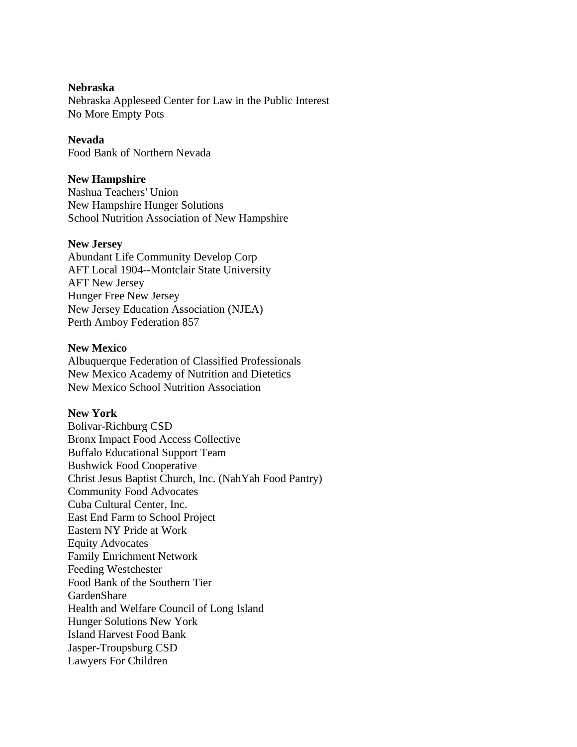**Nebraska**
Nebraska Appleseed Center for Law in the Public Interest
No More Empty Pots

**Nevada**
Food Bank of Northern Nevada

**New Hampshire**
Nashua Teachers' Union
New Hampshire Hunger Solutions
School Nutrition Association of New Hampshire

**New Jersey**
Abundant Life Community Develop Corp
AFT Local 1904--Montclair State University
AFT New Jersey
Hunger Free New Jersey
New Jersey Education Association (NJEA)
Perth Amboy Federation 857

**New Mexico**
Albuquerque Federation of Classified Professionals
New Mexico Academy of Nutrition and Dietetics
New Mexico School Nutrition Association

**New York**
Bolivar-Richburg CSD
Bronx Impact Food Access Collective
Buffalo Educational Support Team
Bushwick Food Cooperative
Christ Jesus Baptist Church, Inc. (NahYah Food Pantry)
Community Food Advocates
Cuba Cultural Center, Inc.
East End Farm to School Project
Eastern NY Pride at Work
Equity Advocates
Family Enrichment Network
Feeding Westchester
Food Bank of the Southern Tier
GardenShare
Health and Welfare Council of Long Island
Hunger Solutions New York
Island Harvest Food Bank
Jasper-Troupsburg CSD
Lawyers For Children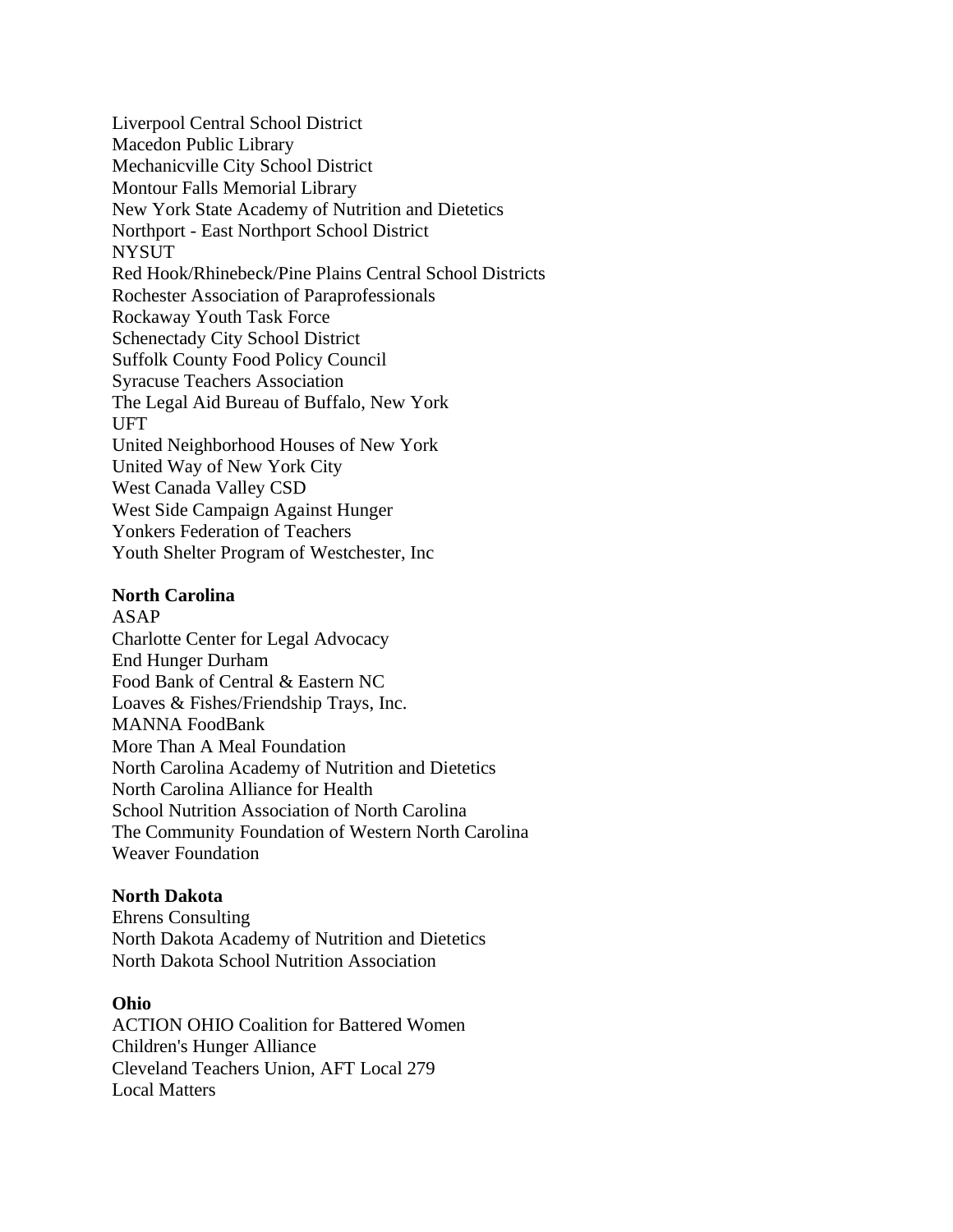Liverpool Central School District
Macedon Public Library
Mechanicville City School District
Montour Falls Memorial Library
New York State Academy of Nutrition and Dietetics
Northport - East Northport School District
NYSUT
Red Hook/Rhinebeck/Pine Plains Central School Districts
Rochester Association of Paraprofessionals
Rockaway Youth Task Force
Schenectady City School District
Suffolk County Food Policy Council
Syracuse Teachers Association
The Legal Aid Bureau of Buffalo, New York
UFT
United Neighborhood Houses of New York
United Way of New York City
West Canada Valley CSD
West Side Campaign Against Hunger
Yonkers Federation of Teachers
Youth Shelter Program of Westchester, Inc

**North Carolina**
ASAP
Charlotte Center for Legal Advocacy
End Hunger Durham
Food Bank of Central & Eastern NC
Loaves & Fishes/Friendship Trays, Inc.
MANNA FoodBank
More Than A Meal Foundation
North Carolina Academy of Nutrition and Dietetics
North Carolina Alliance for Health
School Nutrition Association of North Carolina
The Community Foundation of Western North Carolina
Weaver Foundation

**North Dakota**
Ehrens Consulting
North Dakota Academy of Nutrition and Dietetics
North Dakota School Nutrition Association

**Ohio**
ACTION OHIO Coalition for Battered Women
Children's Hunger Alliance
Cleveland Teachers Union, AFT Local 279
Local Matters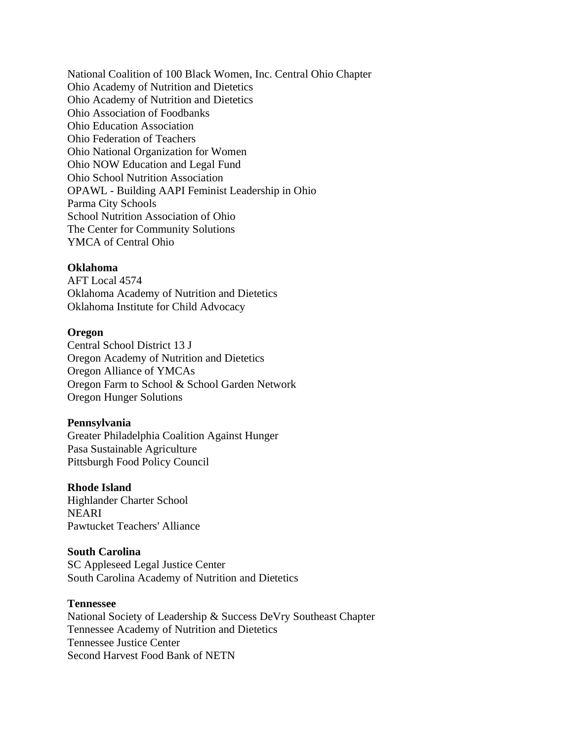National Coalition of 100 Black Women, Inc. Central Ohio Chapter
Ohio Academy of Nutrition and Dietetics
Ohio Academy of Nutrition and Dietetics
Ohio Association of Foodbanks
Ohio Education Association
Ohio Federation of Teachers
Ohio National Organization for Women
Ohio NOW Education and Legal Fund
Ohio School Nutrition Association
OPAWL - Building AAPI Feminist Leadership in Ohio
Parma City Schools
School Nutrition Association of Ohio
The Center for Community Solutions
YMCA of Central Ohio

**Oklahoma**
AFT Local 4574
Oklahoma Academy of Nutrition and Dietetics
Oklahoma Institute for Child Advocacy

**Oregon**
Central School District 13 J
Oregon Academy of Nutrition and Dietetics
Oregon Alliance of YMCAs
Oregon Farm to School & School Garden Network
Oregon Hunger Solutions

**Pennsylvania**
Greater Philadelphia Coalition Against Hunger
Pasa Sustainable Agriculture
Pittsburgh Food Policy Council

**Rhode Island**
Highlander Charter School
NEARI
Pawtucket Teachers' Alliance

**South Carolina**
SC Appleseed Legal Justice Center
South Carolina Academy of Nutrition and Dietetics

**Tennessee**
National Society of Leadership & Success DeVry Southeast Chapter
Tennessee Academy of Nutrition and Dietetics
Tennessee Justice Center
Second Harvest Food Bank of NETN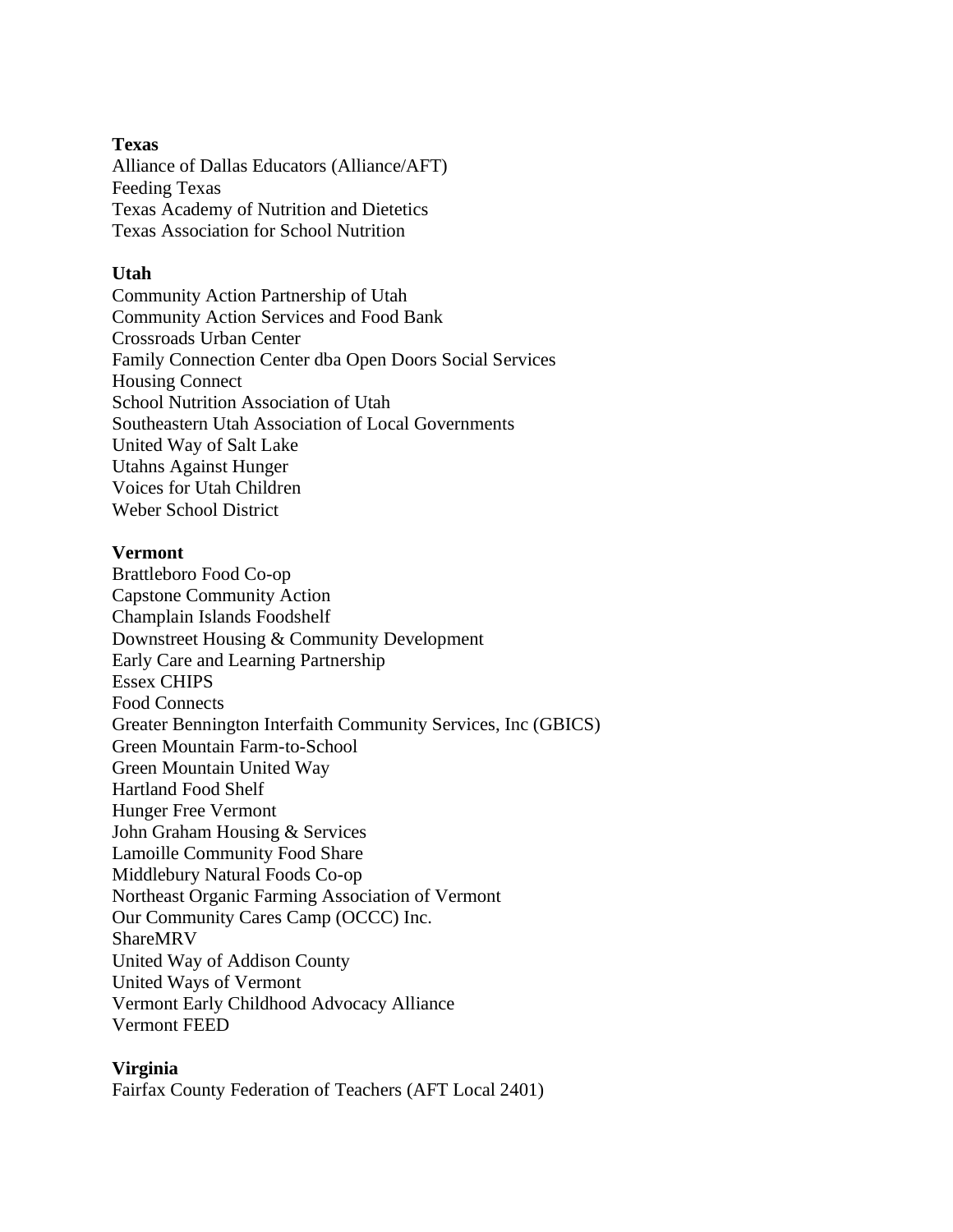**Texas**

Alliance of Dallas Educators (Alliance/AFT)
Feeding Texas
Texas Academy of Nutrition and Dietetics
Texas Association for School Nutrition

**Utah**

Community Action Partnership of Utah
Community Action Services and Food Bank
Crossroads Urban Center
Family Connection Center dba Open Doors Social Services
Housing Connect
School Nutrition Association of Utah
Southeastern Utah Association of Local Governments
United Way of Salt Lake
Utahns Against Hunger
Voices for Utah Children
Weber School District

**Vermont**

Brattleboro Food Co-op
Capstone Community Action
Champlain Islands Foodshelf
Downstreet Housing & Community Development
Early Care and Learning Partnership
Essex CHIPS
Food Connects
Greater Bennington Interfaith Community Services, Inc (GBICS)
Green Mountain Farm-to-School
Green Mountain United Way
Hartland Food Shelf
Hunger Free Vermont
John Graham Housing & Services
Lamoille Community Food Share
Middlebury Natural Foods Co-op
Northeast Organic Farming Association of Vermont
Our Community Cares Camp (OCCC) Inc.
ShareMRV
United Way of Addison County
United Ways of Vermont
Vermont Early Childhood Advocacy Alliance
Vermont FEED

**Virginia**

Fairfax County Federation of Teachers (AFT Local 2401)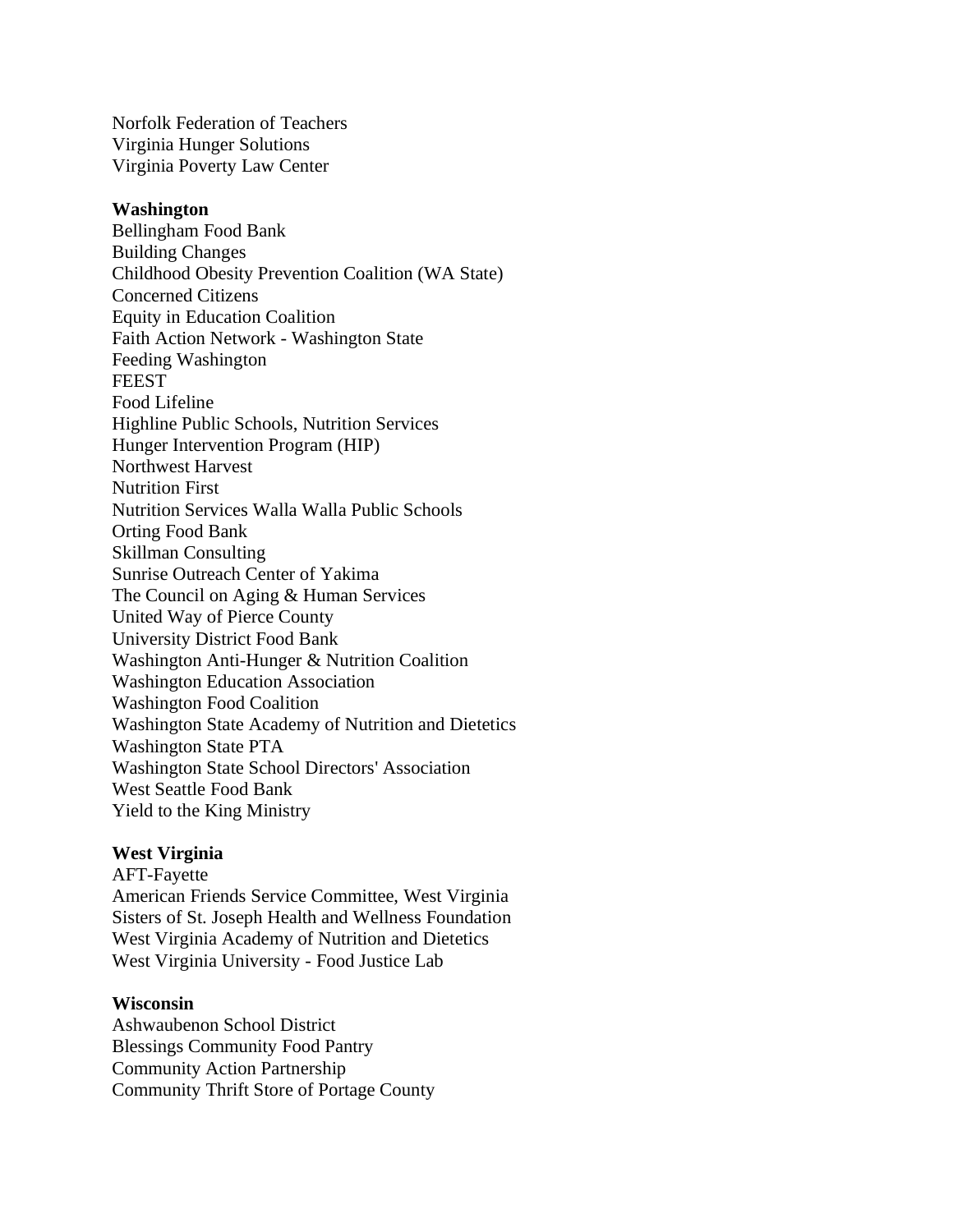Norfolk Federation of Teachers
Virginia Hunger Solutions
Virginia Poverty Law Center

**Washington**
Bellingham Food Bank
Building Changes
Childhood Obesity Prevention Coalition (WA State)
Concerned Citizens
Equity in Education Coalition
Faith Action Network - Washington State
Feeding Washington
FEEST
Food Lifeline
Highline Public Schools, Nutrition Services
Hunger Intervention Program (HIP)
Northwest Harvest
Nutrition First
Nutrition Services Walla Walla Public Schools
Orting Food Bank
Skillman Consulting
Sunrise Outreach Center of Yakima
The Council on Aging & Human Services
United Way of Pierce County
University District Food Bank
Washington Anti-Hunger & Nutrition Coalition
Washington Education Association
Washington Food Coalition
Washington State Academy of Nutrition and Dietetics
Washington State PTA
Washington State School Directors' Association
West Seattle Food Bank
Yield to the King Ministry

**West Virginia**
AFT-Fayette
American Friends Service Committee, West Virginia
Sisters of St. Joseph Health and Wellness Foundation
West Virginia Academy of Nutrition and Dietetics
West Virginia University - Food Justice Lab

**Wisconsin**
Ashwaubenon School District
Blessings Community Food Pantry
Community Action Partnership
Community Thrift Store of Portage County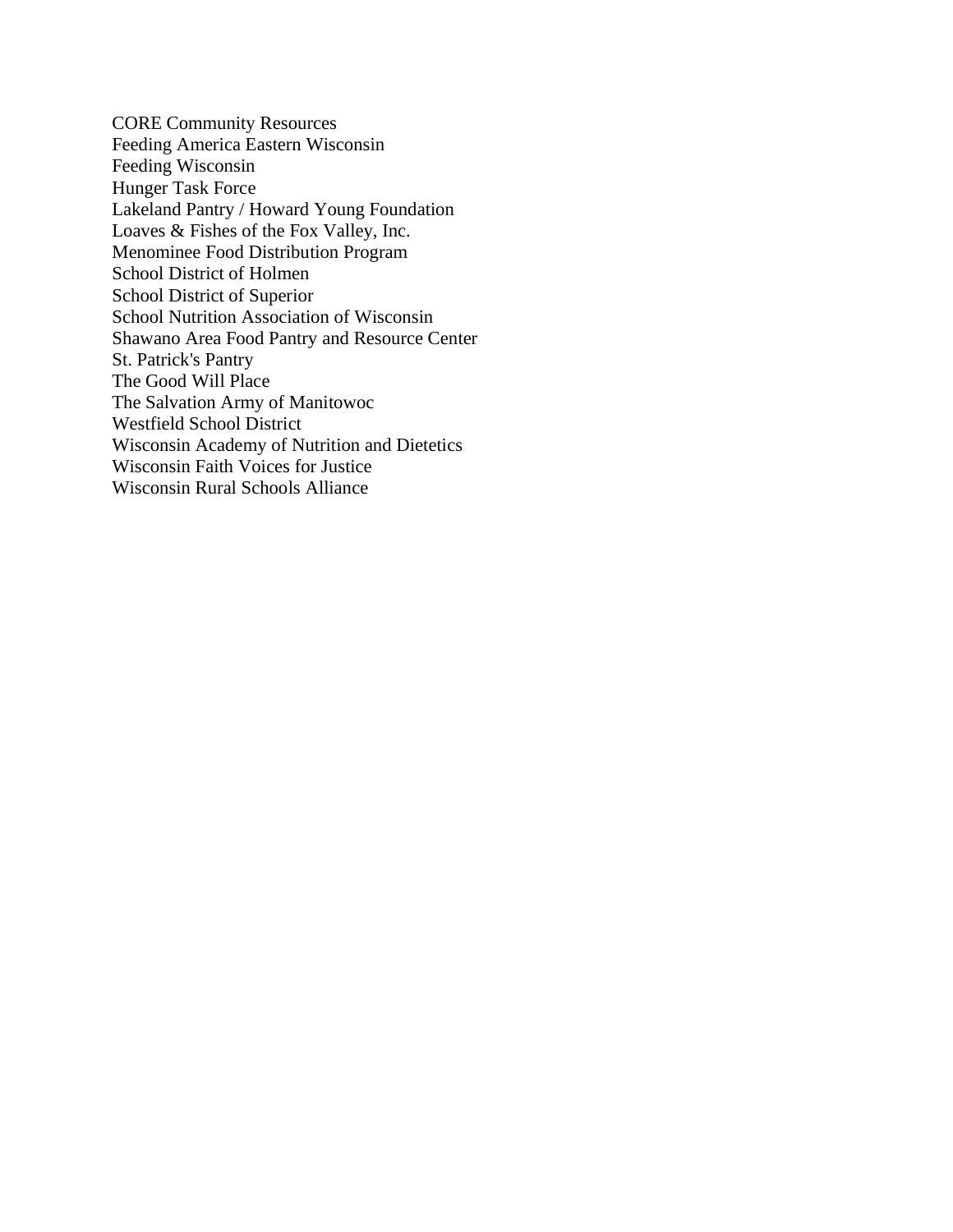CORE Community Resources
Feeding America Eastern Wisconsin
Feeding Wisconsin
Hunger Task Force
Lakeland Pantry / Howard Young Foundation
Loaves & Fishes of the Fox Valley, Inc.
Menominee Food Distribution Program
School District of Holmen
School District of Superior
School Nutrition Association of Wisconsin
Shawano Area Food Pantry and Resource Center
St. Patrick's Pantry
The Good Will Place
The Salvation Army of Manitowoc
Westfield School District
Wisconsin Academy of Nutrition and Dietetics
Wisconsin Faith Voices for Justice
Wisconsin Rural Schools Alliance